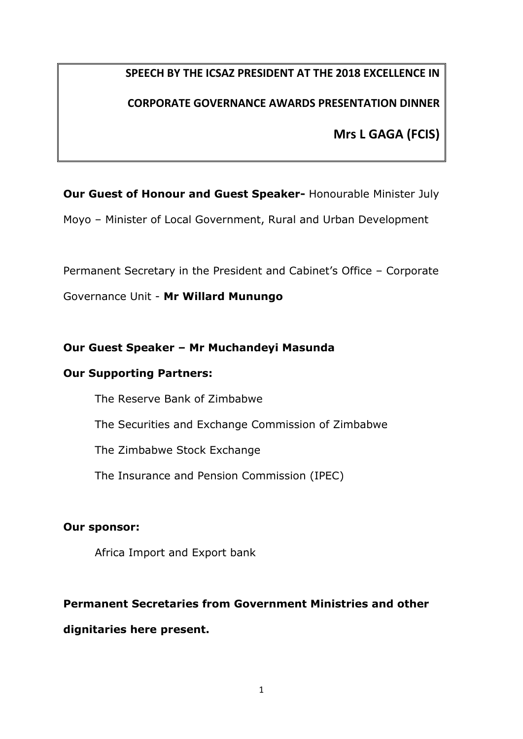# SPEECH BY THE ICSAZ PRESIDENT AT THE 2018 EXCELLENCE IN CORPORATE GOVERNANCE AWARDS PRESENTATION DINNER

**Mrs L GAGA (FCIS)**

**Our Guest of Honour and Guest Speaker-** Honourable Minister July Moyo – Minister of Local Government, Rural and Urban Development

Permanent Secretary in the President and Cabinet's Office – Corporate Governance Unit - **Mr Willard Munungo**

**Our Guest Speaker – Mr Muchandeyi Masunda**

**Our Supporting Partners:**

The Reserve Bank of Zimbabwe

The Securities and Exchange Commission of Zimbabwe

The Zimbabwe Stock Exchange

The Insurance and Pension Commission (IPEC)

**Our sponsor:**

Africa Import and Export bank

**Permanent Secretaries from Government Ministries and other dignitaries here present.**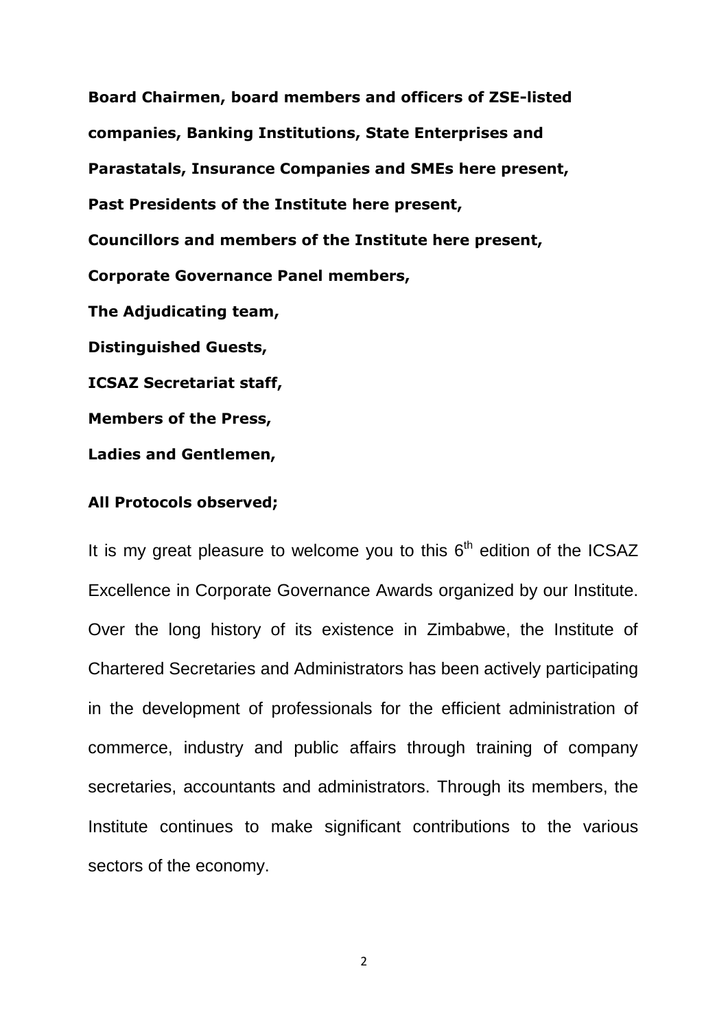**Board Chairmen, board members and officers of ZSE-listed companies, Banking Institutions, State Enterprises and Parastatals, Insurance Companies and SMEs here present,**

**Past Presidents of the Institute here present,**

**Councillors and members of the Institute here present,**

**Corporate Governance Panel members,**

**The Adjudicating team,**

**Distinguished Guests,**

**ICSAZ Secretariat staff,**

**Members of the Press,**

**Ladies and Gentlemen,**

**All Protocols observed;**

It is my great pleasure to welcome you to this 6th edition of the ICSAZ Excellence in Corporate Governance Awards organized by our Institute. Over the long history of its existence in Zimbabwe, the Institute of Chartered Secretaries and Administrators has been actively participating in the development of professionals for the efficient administration of commerce, industry and public affairs through training of company secretaries, accountants and administrators. Through its members, the Institute continues to make significant contributions to the various sectors of the economy.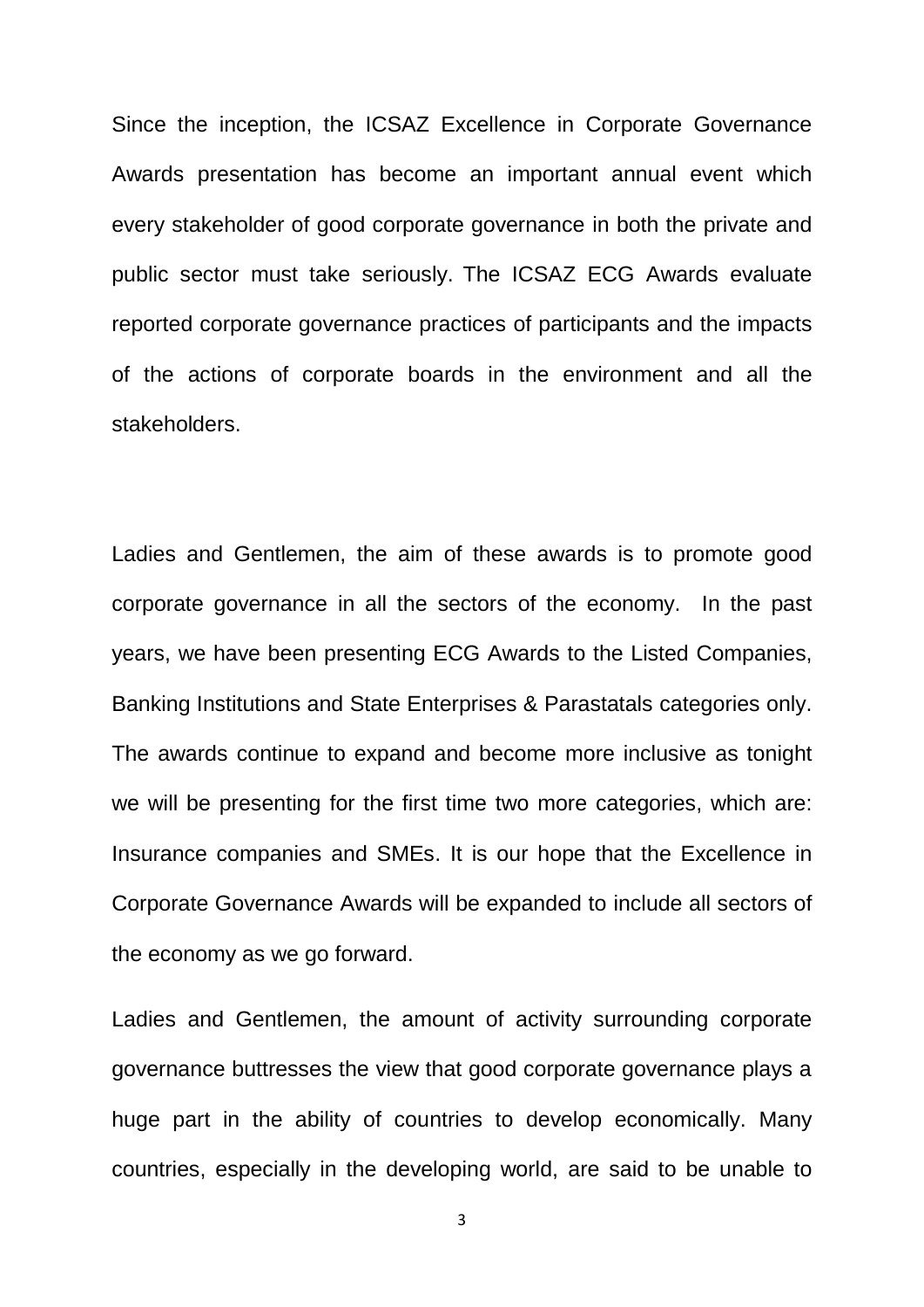Since the inception, the ICSAZ Excellence in Corporate Governance Awards presentation has become an important annual event which every stakeholder of good corporate governance in both the private and public sector must take seriously. The ICSAZ ECG Awards evaluate reported corporate governance practices of participants and the impacts of the actions of corporate boards in the environment and all the stakeholders.

Ladies and Gentlemen, the aim of these awards is to promote good corporate governance in all the sectors of the economy. In the past years, we have been presenting ECG Awards to the Listed Companies, Banking Institutions and State Enterprises & Parastatals categories only. The awards continue to expand and become more inclusive as tonight we will be presenting for the first time two more categories, which are: Insurance companies and SMEs. It is our hope that the Excellence in Corporate Governance Awards will be expanded to include all sectors of the economy as we go forward.

Ladies and Gentlemen, the amount of activity surrounding corporate governance buttresses the view that good corporate governance plays a huge part in the ability of countries to develop economically. Many countries, especially in the developing world, are said to be unable to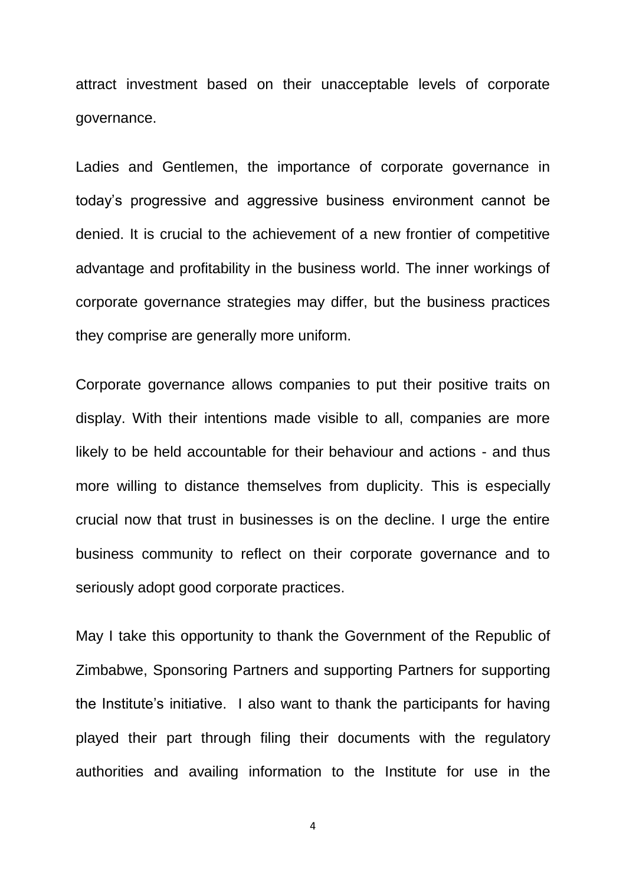attract investment based on their unacceptable levels of corporate governance.

Ladies and Gentlemen, the importance of corporate governance in today's progressive and aggressive business environment cannot be denied. It is crucial to the achievement of a new frontier of competitive advantage and profitability in the business world. The inner workings of corporate governance strategies may differ, but the business practices they comprise are generally more uniform.

Corporate governance allows companies to put their positive traits on display. With their intentions made visible to all, companies are more likely to be held accountable for their behaviour and actions - and thus more willing to distance themselves from duplicity. This is especially crucial now that trust in businesses is on the decline. I urge the entire business community to reflect on their corporate governance and to seriously adopt good corporate practices.

May I take this opportunity to thank the Government of the Republic of Zimbabwe, Sponsoring Partners and supporting Partners for supporting the Institute's initiative. I also want to thank the participants for having played their part through filing their documents with the regulatory authorities and availing information to the Institute for use in the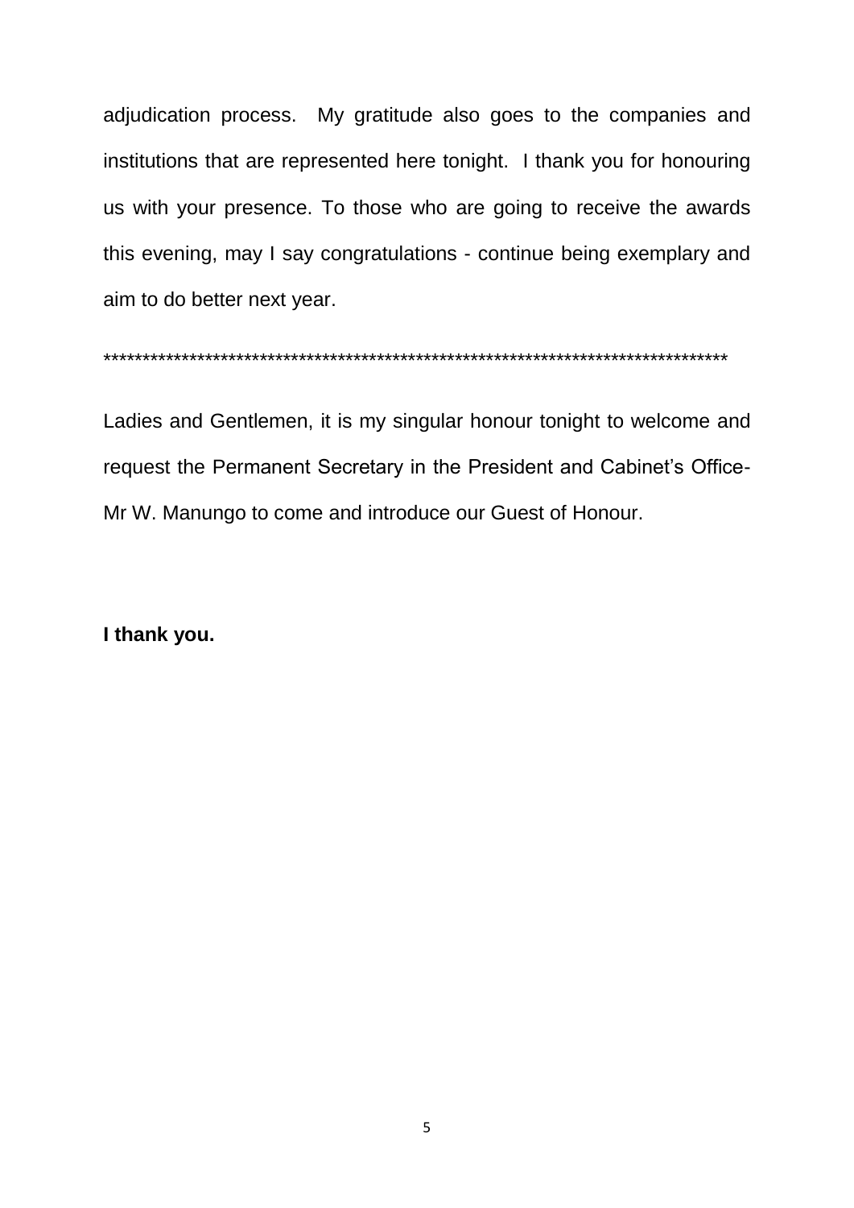adjudication process. My gratitude also goes to the companies and institutions that are represented here tonight. I thank you for honouring us with your presence. To those who are going to receive the awards this evening, may I say congratulations - continue being exemplary and aim to do better next year.

**********************************************************************************

Ladies and Gentlemen, it is my singular honour tonight to welcome and request the Permanent Secretary in the President and Cabinet's Office- Mr W. Manungo to come and introduce our Guest of Honour.

**I thank you.**